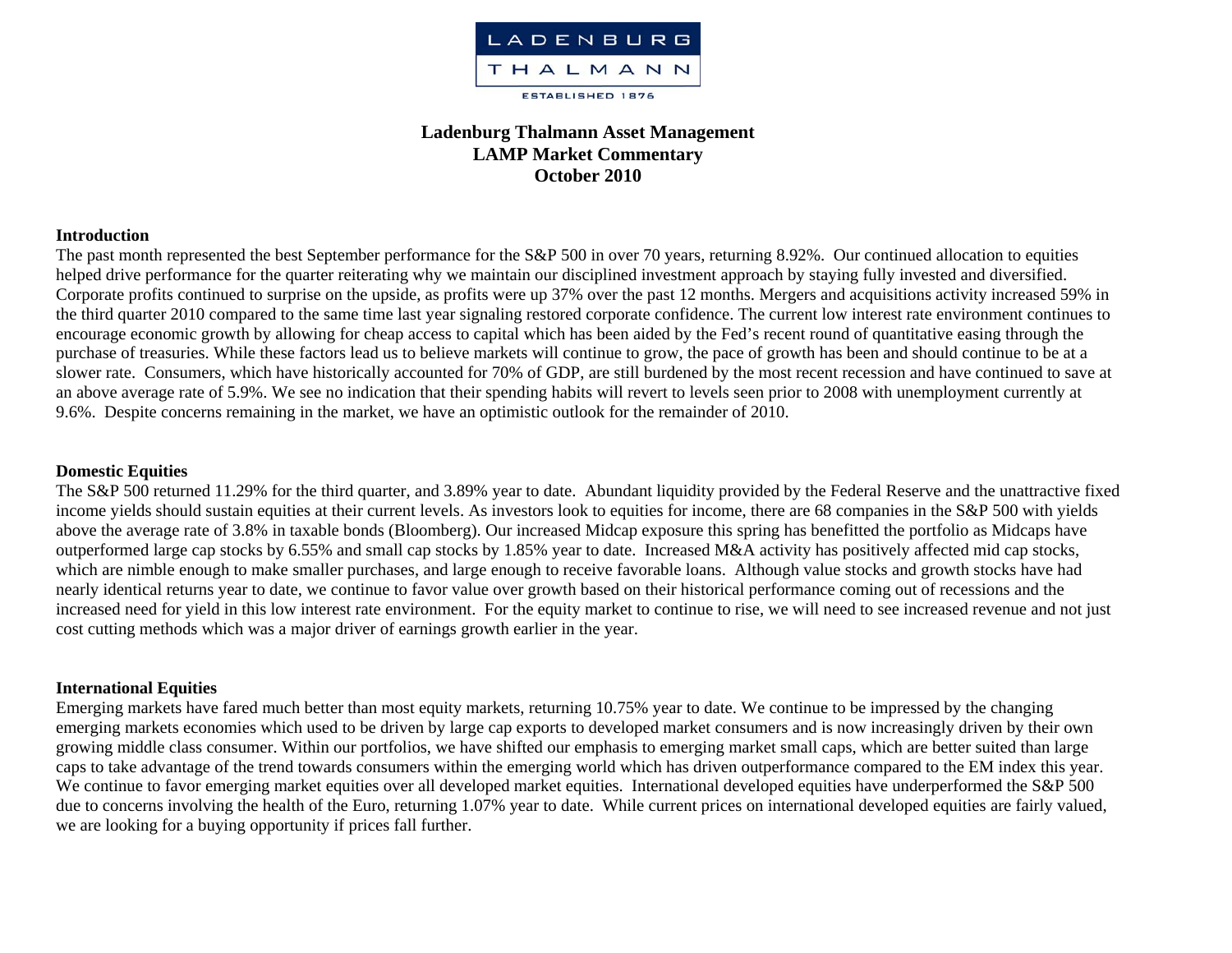LADENBURG
THALMANN
ESTABLISHED 1876

# Ladenburg Thalmann Asset Management
# LAMP Market Commentary
# October 2010

## Introduction

The past month represented the best September performance for the S&P 500 in over 70 years, returning 8.92%. Our continued allocation to equities helped drive performance for the quarter reiterating why we maintain our disciplined investment approach by staying fully invested and diversified. Corporate profits continued to surprise on the upside, as profits were up 37% over the past 12 months. Mergers and acquisitions activity increased 59% in the third quarter 2010 compared to the same time last year signaling restored corporate confidence. The current low interest rate environment continues to encourage economic growth by allowing for cheap access to capital which has been aided by the Fed's recent round of quantitative easing through the purchase of treasuries. While these factors lead us to believe markets will continue to grow, the pace of growth has been and should continue to be at a slower rate. Consumers, which have historically accounted for 70% of GDP, are still burdened by the most recent recession and have continued to save at an above average rate of 5.9%. We see no indication that their spending habits will revert to levels seen prior to 2008 with unemployment currently at 9.6%. Despite concerns remaining in the market, we have an optimistic outlook for the remainder of 2010.

## Domestic Equities

The S&P 500 returned 11.29% for the third quarter, and 3.89% year to date. Abundant liquidity provided by the Federal Reserve and the unattractive fixed income yields should sustain equities at their current levels. As investors look to equities for income, there are 68 companies in the S&P 500 with yields above the average rate of 3.8% in taxable bonds (Bloomberg). Our increased Midcap exposure this spring has benefitted the portfolio as Midcaps have outperformed large cap stocks by 6.55% and small cap stocks by 1.85% year to date. Increased M&A activity has positively affected mid cap stocks, which are nimble enough to make smaller purchases, and large enough to receive favorable loans. Although value stocks and growth stocks have had nearly identical returns year to date, we continue to favor value over growth based on their historical performance coming out of recessions and the increased need for yield in this low interest rate environment. For the equity market to continue to rise, we will need to see increased revenue and not just cost cutting methods which was a major driver of earnings growth earlier in the year.

## International Equities

Emerging markets have fared much better than most equity markets, returning 10.75% year to date. We continue to be impressed by the changing emerging markets economies which used to be driven by large cap exports to developed market consumers and is now increasingly driven by their own growing middle class consumer. Within our portfolios, we have shifted our emphasis to emerging market small caps, which are better suited than large caps to take advantage of the trend towards consumers within the emerging world which has driven outperformance compared to the EM index this year. We continue to favor emerging market equities over all developed market equities. International developed equities have underperformed the S&P 500 due to concerns involving the health of the Euro, returning 1.07% year to date. While current prices on international developed equities are fairly valued, we are looking for a buying opportunity if prices fall further.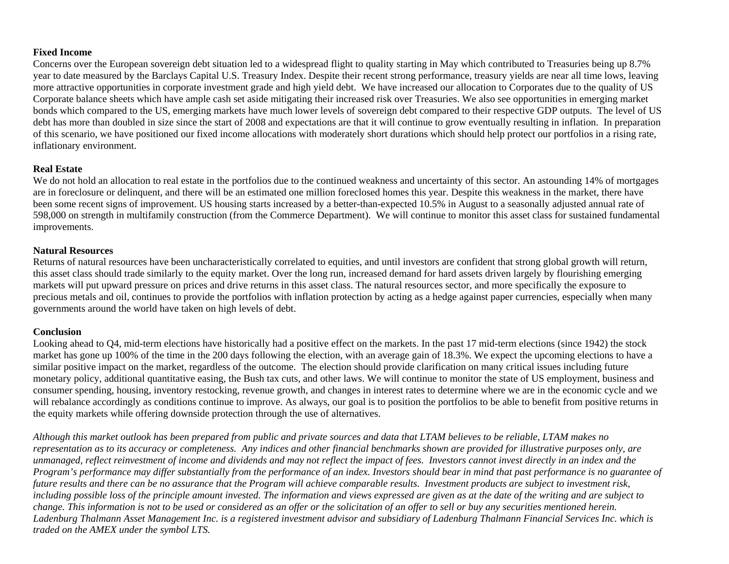**Fixed Income**

Concerns over the European sovereign debt situation led to a widespread flight to quality starting in May which contributed to Treasuries being up 8.7% year to date measured by the Barclays Capital U.S. Treasury Index. Despite their recent strong performance, treasury yields are near all time lows, leaving more attractive opportunities in corporate investment grade and high yield debt. We have increased our allocation to Corporates due to the quality of US Corporate balance sheets which have ample cash set aside mitigating their increased risk over Treasuries. We also see opportunities in emerging market bonds which compared to the US, emerging markets have much lower levels of sovereign debt compared to their respective GDP outputs. The level of US debt has more than doubled in size since the start of 2008 and expectations are that it will continue to grow eventually resulting in inflation. In preparation of this scenario, we have positioned our fixed income allocations with moderately short durations which should help protect our portfolios in a rising rate, inflationary environment.

**Real Estate**

We do not hold an allocation to real estate in the portfolios due to the continued weakness and uncertainty of this sector. An astounding 14% of mortgages are in foreclosure or delinquent, and there will be an estimated one million foreclosed homes this year. Despite this weakness in the market, there have been some recent signs of improvement. US housing starts increased by a better-than-expected 10.5% in August to a seasonally adjusted annual rate of 598,000 on strength in multifamily construction (from the Commerce Department). We will continue to monitor this asset class for sustained fundamental improvements.

**Natural Resources**

Returns of natural resources have been uncharacteristically correlated to equities, and until investors are confident that strong global growth will return, this asset class should trade similarly to the equity market. Over the long run, increased demand for hard assets driven largely by flourishing emerging markets will put upward pressure on prices and drive returns in this asset class. The natural resources sector, and more specifically the exposure to precious metals and oil, continues to provide the portfolios with inflation protection by acting as a hedge against paper currencies, especially when many governments around the world have taken on high levels of debt.

**Conclusion**

Looking ahead to Q4, mid-term elections have historically had a positive effect on the markets. In the past 17 mid-term elections (since 1942) the stock market has gone up 100% of the time in the 200 days following the election, with an average gain of 18.3%. We expect the upcoming elections to have a similar positive impact on the market, regardless of the outcome. The election should provide clarification on many critical issues including future monetary policy, additional quantitative easing, the Bush tax cuts, and other laws. We will continue to monitor the state of US employment, business and consumer spending, housing, inventory restocking, revenue growth, and changes in interest rates to determine where we are in the economic cycle and we will rebalance accordingly as conditions continue to improve. As always, our goal is to position the portfolios to be able to benefit from positive returns in the equity markets while offering downside protection through the use of alternatives.

*Although this market outlook has been prepared from public and private sources and data that LTAM believes to be reliable, LTAM makes no representation as to its accuracy or completeness. Any indices and other financial benchmarks shown are provided for illustrative purposes only, are unmanaged, reflect reinvestment of income and dividends and may not reflect the impact of fees. Investors cannot invest directly in an index and the Program's performance may differ substantially from the performance of an index. Investors should bear in mind that past performance is no guarantee of future results and there can be no assurance that the Program will achieve comparable results. Investment products are subject to investment risk, including possible loss of the principle amount invested. The information and views expressed are given as at the date of the writing and are subject to change. This information is not to be used or considered as an offer or the solicitation of an offer to sell or buy any securities mentioned herein. Ladenburg Thalmann Asset Management Inc. is a registered investment advisor and subsidiary of Ladenburg Thalmann Financial Services Inc. which is traded on the AMEX under the symbol LTS.*